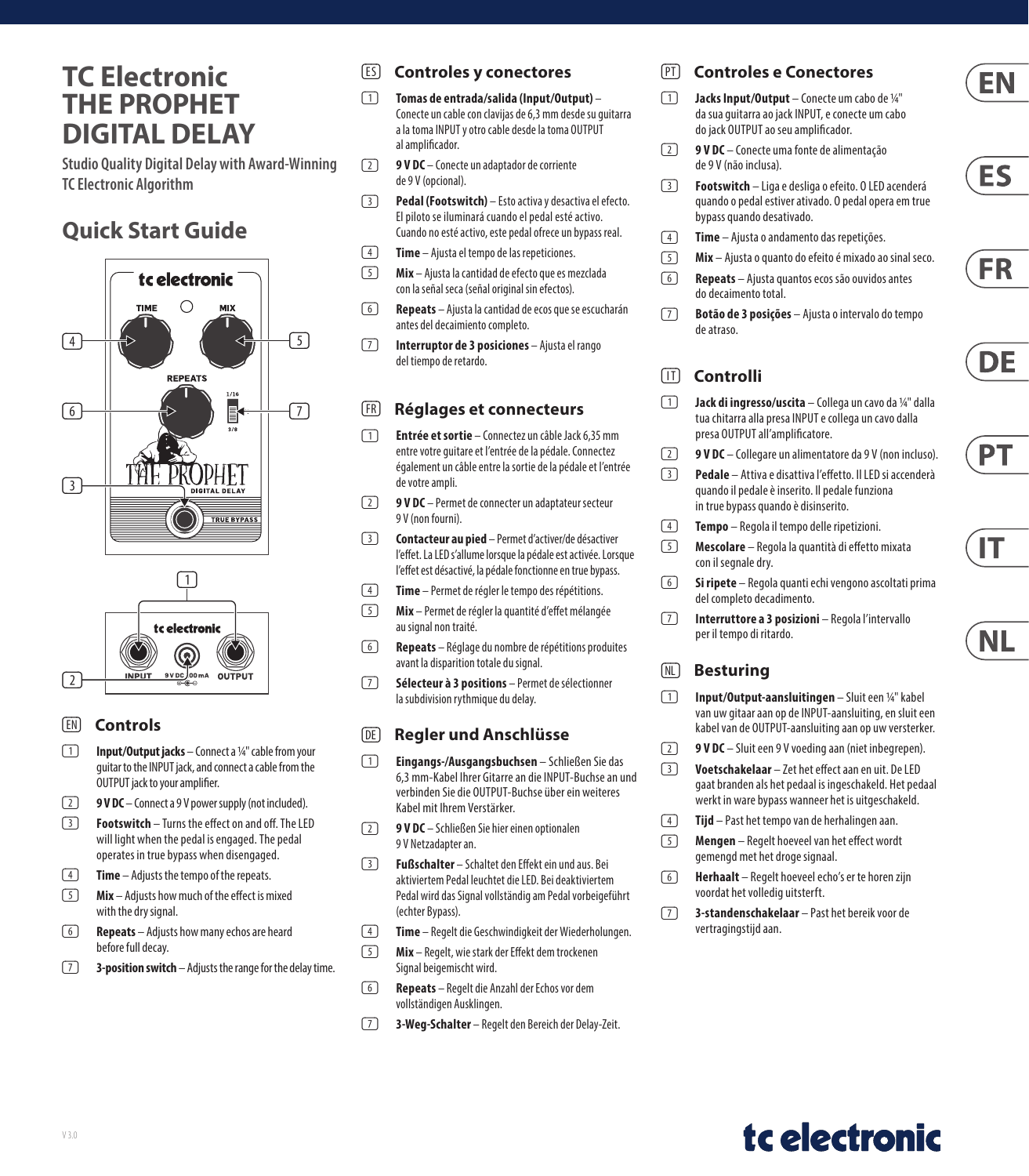# TC Electronic THE PROPHET DIGITAL DELAY

Studio Quality Digital Delay with Award-Winning TC Electronic Algorithm

## Quick Start Guide

## (EN) Controls

1. **Input/Output jacks** – Connect a ¼" cable from your guitar to the INPUT jack, and connect a cable from the OUTPUT jack to your amplifier.
2. **9 V DC** – Connect a 9 V power supply (not included).
3. **Footswitch** – Turns the effect on and off. The LED will light when the pedal is engaged. The pedal operates in true bypass when disengaged.
4. **Time** – Adjusts the tempo of the repeats.
5. **Mix** – Adjusts how much of the effect is mixed with the dry signal.
6. **Repeats** – Adjusts how many echos are heard before full decay.
7. **3-position switch** – Adjusts the range for the delay time.

## (ES) Controles y conectores

1. **Tomas de entrada/salida (Input/Output)** – Conecte un cable con clavijas de 6,3 mm desde su guitarra a la toma INPUT y otro cable desde la toma OUTPUT al amplificador.
2. **9 V DC** – Conecte un adaptador de corriente de 9 V (opcional).
3. **Pedal (Footswitch)** – Esto activa y desactiva el efecto. El piloto se iluminará cuando el pedal esté activo. Cuando no esté activo, este pedal ofrece un bypass real.
4. **Time** – Ajusta el tempo de las repeticiones.
5. **Mix** – Ajusta la cantidad de efecto que es mezclada con la señal seca (señal original sin efectos).
6. **Repeats** – Ajusta la cantidad de ecos que se escucharán antes del decaimiento completo.
7. **Interruptor de 3 posiciones** – Ajusta el rango del tiempo de retardo.

## (FR) Réglages et connecteurs

1. **Entrée et sortie** – Connectez un câble Jack 6,35 mm entre votre guitare et l'entrée de la pédale. Connectez également un câble entre la sortie de la pédale et l'entrée de votre ampli.
2. **9 V DC** – Permet de connecter un adaptateur secteur 9 V (non fourni).
3. **Contacteur au pied** – Permet d'activer/de désactiver l'effet. La LED s'allume lorsque la pédale est activée. Lorsque l'effet est désactivé, la pédale fonctionne en true bypass.
4. **Time** – Permet de régler le tempo des répétitions.
5. **Mix** – Permet de régler la quantité d'effet mélangée au signal non traité.
6. **Repeats** – Réglage du nombre de répétitions produites avant la disparition totale du signal.
7. **Sélecteur à 3 positions** – Permet de sélectionner la subdivision rythmique du delay.

## (DE) Regler und Anschlüsse

1. **Eingangs-/Ausgangsbuchsen** – Schließen Sie das 6,3 mm-Kabel Ihrer Gitarre an die INPUT-Buchse an und verbinden Sie die OUTPUT-Buchse über ein weiteres Kabel mit Ihrem Verstärker.
2. **9 V DC** – Schließen Sie hier einen optionalen 9 V Netzadapter an.
3. **Fußschalter** – Schaltet den Effekt ein und aus. Bei aktiviertem Pedal leuchtet die LED. Bei deaktiviertem Pedal wird das Signal vollständig am Pedal vorbeigeführt (echter Bypass).
4. **Time** – Regelt die Geschwindigkeit der Wiederholungen.
5. **Mix** – Regelt, wie stark der Effekt dem trockenen Signal beigemischt wird.
6. **Repeats** – Regelt die Anzahl der Echos vor dem vollständigen Ausklingen.
7. **3-Weg-Schalter** – Regelt den Bereich der Delay-Zeit.

## (PT) Controles e Conectores

1. **Jacks Input/Output** – Conecte um cabo de ¼" da sua guitarra ao jack INPUT, e conecte um cabo do jack OUTPUT ao seu amplificador.
2. **9 V DC** – Conecte uma fonte de alimentação de 9 V (não inclusa).
3. **Footswitch** – Liga e desliga o efeito. O LED acenderá quando o pedal estiver ativado. O pedal opera em true bypass quando desativado.
4. **Time** – Ajusta o andamento das repetições.
5. **Mix** – Ajusta o quanto do efeito é mixado ao sinal seco.
6. **Repeats** – Ajusta quantos ecos são ouvidos antes do decaimento total.
7. **Botão de 3 posições** – Ajusta o intervalo do tempo de atraso.

## (IT) Controlli

1. **Jack di ingresso/uscita** – Collega un cavo da ¼" dalla tua chitarra alla presa INPUT e collega un cavo dalla presa OUTPUT all'amplificatore.
2. **9 V DC** – Collegare un alimentatore da 9 V (non incluso).
3. **Pedale** – Attiva e disattiva l'effetto. Il LED si accenderà quando il pedale è inserito. Il pedale funziona in true bypass quando è disinserito.
4. **Tempo** – Regola il tempo delle ripetizioni.
5. **Mescolare** – Regola la quantità di effetto mixata con il segnale dry.
6. **Si ripete** – Regola quanti echi vengono ascoltati prima del completo decadimento.
7. **Interruttore a 3 posizioni** – Regola l'intervallo per il tempo di ritardo.

## (NL) Besturing

1. **Input/Output-aansluitingen** – Sluit een ¼" kabel van uw gitaar aan op de INPUT-aansluiting, en sluit een kabel van de OUTPUT-aansluiting aan op uw versterker.
2. **9 V DC** – Sluit een 9 V voeding aan (niet inbegrepen).
3. **Voetschakelaar** – Zet het effect aan en uit. De LED gaat branden als het pedaal is ingeschakeld. Het pedaal werkt in ware bypass wanneer het is uitgeschakeld.
4. **Tijd** – Past het tempo van de herhalingen aan.
5. **Mengen** – Regelt hoeveel van het effect wordt gemengd met het droge signaal.
6. **Herhaalt** – Regelt hoeveel echo's er te horen zijn voordat het volledig uitsterft.
7. **3-standenschakelaar** – Past het bereik voor de vertragingstijd aan.

V 3.0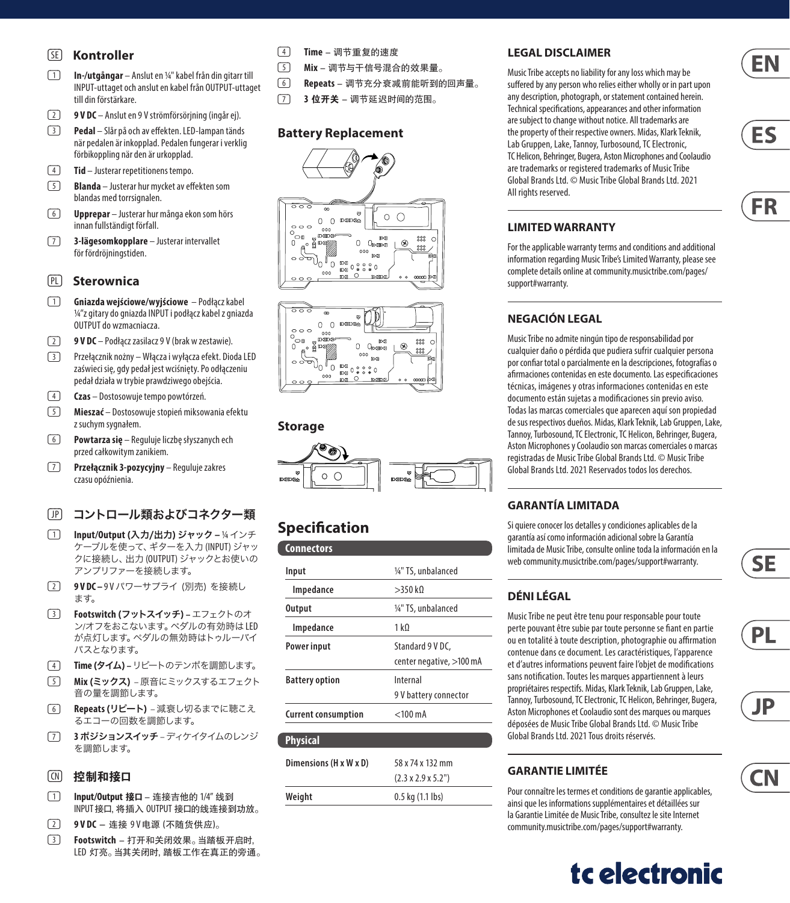## (SE) Kontroller

(1) **In-/utgångar** – Anslut en ¼" kabel från din gitarr till INPUT-uttaget och anslut en kabel från OUTPUT-uttaget till din förstärkare.

(2) **9 V DC** – Anslut en 9 V strömförsörjning (ingår ej).

(3) **Pedal** – Slår på och av effekten. LED-lampan tänds när pedalen är inkopplad. Pedalen fungerar i verklig förbikoppling när den är urkopplad.

(4) **Tid** – Justerar repetitionens tempo.

(5) **Blanda** – Justerar hur mycket av effekten som blandas med torrsignalen.

(6) **Upprepar** – Justerar hur många ekon som hörs innan fullständigt förfall.

(7) **3-lägesomkopplare** – Justerar intervallet för fördröjningstiden.

## (PL) Sterownica

(1) **Gniazda wejściowe/wyjściowe** – Podłącz kabel ¼"z gitary do gniazda INPUT i podłącz kabel z gniazda OUTPUT do wzmacniacza.

(2) **9 V DC** – Podłącz zasilacz 9 V (brak w zestawie).

(3) Przełącznik nożny – Włącza i wyłącza efekt. Dioda LED zaświeci się, gdy pedał jest wciśnięty. Po odłączeniu pedał działa w trybie prawdziwego obejścia.

(4) **Czas** – Dostosowuje tempo powtórzeń.

(5) **Mieszać** – Dostosowuje stopień miksowania efektu z suchym sygnałem.

(6) **Powtarza się** – Reguluje liczbę słyszanych ech przed całkowitym zanikiem.

(7) **Przełącznik 3-pozycyjny** – Reguluje zakres czasu opóźnienia.

## (JP) コントロール類およびコネクター類

(1) **Input/Output (入力/出力) ジャック** – ¼ インチケーブルを使って、ギターを入力 (INPUT) ジャックに接続し、出力 (OUTPUT) ジャックとお使いのアンプリファーを接続します。

(2) **9 V DC** – 9 V パワーサプライ（別売）を接続します。

(3) **Footswitch (フットスイッチ)** – エフェクトのオン/オフをおこないます。ペダルの有効時は LED が点灯します。ペダルの無効時はトゥルーバイパスとなります。

(4) **Time (タイム)** – リピートのテンポを調節します。

(5) **Mix (ミックス)** – 原音にミックスするエフェクト音の量を調節します。

(6) **Repeats (リピート)** – 減衰し切るまでに聴こえるエコーの回数を調節します。

(7) **3 ポジションスイッチ** – ディケイタイムのレンジを調節します。

## (CN) 控制和接口

(1) **Input/Output 接口** – 连接吉他的 1/4" 线到 INPUT 接口, 将插入 OUTPUT 接口的线连接到功放。

(2) **9 V DC** – 连接 9 V 电源 (不随货供应)。

(3) **Footswitch** – 打开和关闭效果。当踏板开启时, LED 灯亮。当其关闭时, 踏板工作在真正的旁通。

(4) **Time** – 调节重复的速度

(5) **Mix** – 调节与干信号混合的效果量。

(6) **Repeats** – 调节充分衰减前能听到的回声量。

(7) **3 位开关** – 调节延迟时间的范围。

## Battery Replacement

## Storage

# Specification

| **Connectors** | |
|---|---|
| Input | ¼" TS, unbalanced |
| Impedance | >350 kΩ |
| Output | ¼" TS, unbalanced |
| Impedance | 1 kΩ |
| Power input | Standard 9 V DC, center negative, >100 mA |
| Battery option | Internal 9 V battery connector |
| Current consumption | <100 mA |
| **Physical** | |
| Dimensions (H x W x D) | 58 x 74 x 132 mm (2.3 x 2.9 x 5.2") |
| Weight | 0.5 kg (1.1 lbs) |

## LEGAL DISCLAIMER

Music Tribe accepts no liability for any loss which may be suffered by any person who relies either wholly or in part upon any description, photograph, or statement contained herein. Technical specifications, appearances and other information are subject to change without notice. All trademarks are the property of their respective owners. Midas, Klark Teknik, Lab Gruppen, Lake, Tannoy, Turbosound, TC Electronic, TC Helicon, Behringer, Bugera, Aston Microphones and Coolaudio are trademarks or registered trademarks of Music Tribe Global Brands Ltd. © Music Tribe Global Brands Ltd. 2021 All rights reserved.

## LIMITED WARRANTY

For the applicable warranty terms and conditions and additional information regarding Music Tribe's Limited Warranty, please see complete details online at community.musictribe.com/pages/support#warranty.

## NEGACIÓN LEGAL

Music Tribe no admite ningún tipo de responsabilidad por cualquier daño o pérdida que pudiera sufrir cualquier persona por confiar total o parcialmente en la descripciones, fotografías o afirmaciones contenidas en este documento. Las especificaciones técnicas, imágenes y otras informaciones contenidas en este documento están sujetas a modificaciones sin previo aviso. Todas las marcas comerciales que aparecen aquí son propiedad de sus respectivos dueños. Midas, Klark Teknik, Lab Gruppen, Lake, Tannoy, Turbosound, TC Electronic, TC Helicon, Behringer, Bugera, Aston Microphones y Coolaudio son marcas comerciales o marcas registradas de Music Tribe Global Brands Ltd. © Music Tribe Global Brands Ltd. 2021 Reservados todos los derechos.

## GARANTÍA LIMITADA

Si quiere conocer los detalles y condiciones aplicables de la garantía así como información adicional sobre la Garantía limitada de Music Tribe, consulte online toda la información en la web community.musictribe.com/pages/support#warranty.

## DÉNI LÉGAL

Music Tribe ne peut être tenu pour responsable pour toute perte pouvant être subie par toute personne se fiant en partie ou en totalité à toute description, photographie ou affirmation contenue dans ce document. Les caractéristiques, l'apparence et d'autres informations peuvent faire l'objet de modifications sans notification. Toutes les marques appartiennent à leurs propriétaires respectifs. Midas, Klark Teknik, Lab Gruppen, Lake, Tannoy, Turbosound, TC Electronic, TC Helicon, Behringer, Bugera, Aston Microphones et Coolaudio sont des marques ou marques déposées de Music Tribe Global Brands Ltd. © Music Tribe Global Brands Ltd. 2021 Tous droits réservés.

## GARANTIE LIMITÉE

Pour connaître les termes et conditions de garantie applicables, ainsi que les informations supplémentaires et détaillées sur la Garantie Limitée de Music Tribe, consultez le site Internet community.musictribe.com/pages/support#warranty.

tc electronic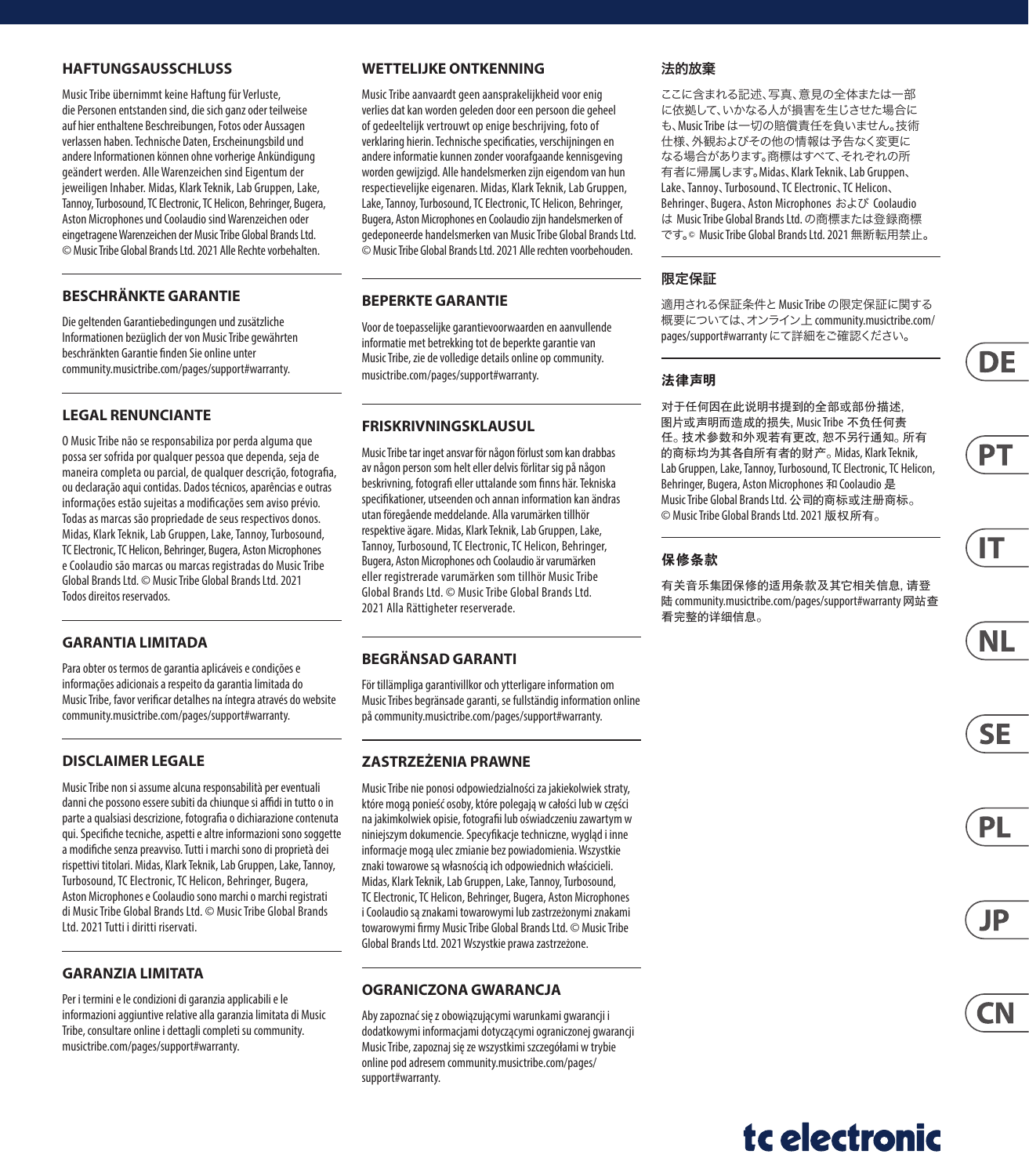## HAFTUNGSAUSSCHLUSS

Music Tribe übernimmt keine Haftung für Verluste, die Personen entstanden sind, die sich ganz oder teilweise auf hier enthaltene Beschreibungen, Fotos oder Aussagen verlassen haben. Technische Daten, Erscheinungsbild und andere Informationen können ohne vorherige Ankündigung geändert werden. Alle Warenzeichen sind Eigentum der jeweiligen Inhaber. Midas, Klark Teknik, Lab Gruppen, Lake, Tannoy, Turbosound, TC Electronic, TC Helicon, Behringer, Bugera, Aston Microphones und Coolaudio sind Warenzeichen oder eingetragene Warenzeichen der Music Tribe Global Brands Ltd. © Music Tribe Global Brands Ltd. 2021 Alle Rechte vorbehalten.

## BESCHRÄNKTE GARANTIE

Die geltenden Garantiebedingungen und zusätzliche Informationen bezüglich der von Music Tribe gewährten beschränkten Garantie finden Sie online unter community.musictribe.com/pages/support#warranty.

## LEGAL RENUNCIANTE

O Music Tribe não se responsabiliza por perda alguma que possa ser sofrida por qualquer pessoa que dependa, seja de maneira completa ou parcial, de qualquer descrição, fotografia, ou declaração aqui contidas. Dados técnicos, aparências e outras informações estão sujeitas a modificações sem aviso prévio. Todas as marcas são propriedade de seus respectivos donos. Midas, Klark Teknik, Lab Gruppen, Lake, Tannoy, Turbosound, TC Electronic, TC Helicon, Behringer, Bugera, Aston Microphones e Coolaudio são marcas ou marcas registradas do Music Tribe Global Brands Ltd. © Music Tribe Global Brands Ltd. 2021 Todos direitos reservados.

## GARANTIA LIMITADA

Para obter os termos de garantia aplicáveis e condições e informações adicionais a respeito da garantia limitada do Music Tribe, favor verificar detalhes na íntegra através do website community.musictribe.com/pages/support#warranty.

## DISCLAIMER LEGALE

Music Tribe non si assume alcuna responsabilità per eventuali danni che possono essere subiti da chiunque si affidi in tutto o in parte a qualsiasi descrizione, fotografia o dichiarazione contenuta qui. Specifiche tecniche, aspetti e altre informazioni sono soggette a modifiche senza preavviso. Tutti i marchi sono di proprietà dei rispettivi titolari. Midas, Klark Teknik, Lab Gruppen, Lake, Tannoy, Turbosound, TC Electronic, TC Helicon, Behringer, Bugera, Aston Microphones e Coolaudio sono marchi o marchi registrati di Music Tribe Global Brands Ltd. © Music Tribe Global Brands Ltd. 2021 Tutti i diritti riservati.

## GARANZIA LIMITATA

Per i termini e le condizioni di garanzia applicabili e le informazioni aggiuntive relative alla garanzia limitata di Music Tribe, consultare online i dettagli completi su community.musictribe.com/pages/support#warranty.

## WETTELIJKE ONTKENNING

Music Tribe aanvaardt geen aansprakelijkheid voor enig verlies dat kan worden geleden door een persoon die geheel of gedeeltelijk vertrouwt op enige beschrijving, foto of verklaring hierin. Technische specificaties, verschijningen en andere informatie kunnen zonder voorafgaande kennisgeving worden gewijzigd. Alle handelsmerken zijn eigendom van hun respectievelijke eigenaren. Midas, Klark Teknik, Lab Gruppen, Lake, Tannoy, Turbosound, TC Electronic, TC Helicon, Behringer, Bugera, Aston Microphones en Coolaudio zijn handelsmerken of gedeponeerde handelsmerken van Music Tribe Global Brands Ltd. © Music Tribe Global Brands Ltd. 2021 Alle rechten voorbehouden.

## BEPERKTE GARANTIE

Voor de toepasselijke garantievoorwaarden en aanvullende informatie met betrekking tot de beperkte garantie van Music Tribe, zie de volledige details online op community.musictribe.com/pages/support#warranty.

## FRISKRIVNINGSKLAUSUL

Music Tribe tar inget ansvar för någon förlust som kan drabbas av någon person som helt eller delvis förlitar sig på någon beskrivning, fotografi eller uttalande som finns här. Tekniska specifikationer, utseenden och annan information kan ändras utan föregående meddelande. Alla varumärken tillhör respektive ägare. Midas, Klark Teknik, Lab Gruppen, Lake, Tannoy, Turbosound, TC Electronic, TC Helicon, Behringer, Bugera, Aston Microphones och Coolaudio är varumärken eller registrerade varumärken som tillhör Music Tribe Global Brands Ltd. © Music Tribe Global Brands Ltd. 2021 Alla Rättigheter reserverade.

## BEGRÄNSAD GARANTI

För tillämpliga garantivillkor och ytterligare information om Music Tribes begränsade garanti, se fullständig information online på community.musictribe.com/pages/support#warranty.

## ZASTRZEŻENIA PRAWNE

Music Tribe nie ponosi odpowiedzialności za jakiekolwiek straty, które mogą ponieść osoby, które polegają w całości lub w części na jakimkolwiek opisie, fotografii lub oświadczeniu zawartym w niniejszym dokumencie. Specyfikacje techniczne, wygląd i inne informacje mogą ulec zmianie bez powiadomienia. Wszystkie znaki towarowe są własnością ich odpowiednich właścicieli. Midas, Klark Teknik, Lab Gruppen, Lake, Tannoy, Turbosound, TC Electronic, TC Helicon, Behringer, Bugera, Aston Microphones i Coolaudio są znakami towarowymi lub zastrzeżonymi znakami towarowymi firmy Music Tribe Global Brands Ltd. © Music Tribe Global Brands Ltd. 2021 Wszystkie prawa zastrzeżone.

## OGRANICZONA GWARANCJA

Aby zapoznać się z obowiązującymi warunkami gwarancji i dodatkowymi informacjami dotyczącymi ograniczonej gwarancji Music Tribe, zapoznaj się ze wszystkimi szczegółami w trybie online pod adresem community.musictribe.com/pages/support#warranty.

## 法的放棄

ここに含まれる記述、写真、意見の全体または一部に依拠して、いかなる人が損害を生じさせた場合にも、Music Tribe は一切の賠償責任を負いません。技術仕様、外観およびその他の情報は予告なく変更になる場合があります。商標はすべて、それぞれの所有者に帰属します。Midas、Klark Teknik、Lab Gruppen、Lake、Tannoy、Turbosound、TC Electronic、TC Helicon、Behringer、Bugera、Aston Microphones および Coolaudio は Music Tribe Global Brands Ltd. の商標または登録商標です。© Music Tribe Global Brands Ltd. 2021 無断転用禁止。

## 限定保証

適用される保証条件と Music Tribe の限定保証に関する概要については、オンライン上 community.musictribe.com/pages/support#warranty にて詳細をご確認ください。

## 法律声明

对于任何因在此说明书提到的全部或部份描述, 图片或声明而造成的损失, Music Tribe 不负任何责任。技术参数和外观若有更改, 恕不另行通知。所有的商标均为其各自所有者的财产。Midas, Klark Teknik, Lab Gruppen, Lake, Tannoy, Turbosound, TC Electronic, TC Helicon, Behringer, Bugera, Aston Microphones 和 Coolaudio 是 Music Tribe Global Brands Ltd. 公司的商标或注册商标。© Music Tribe Global Brands Ltd. 2021 版权所有。

## 保修条款

有关音乐集团保修的适用条款及其它相关信息, 请登陆 community.musictribe.com/pages/support#warranty 网站查看完整的详细信息。

DE PT IT NL SE PL JP CN

tc electronic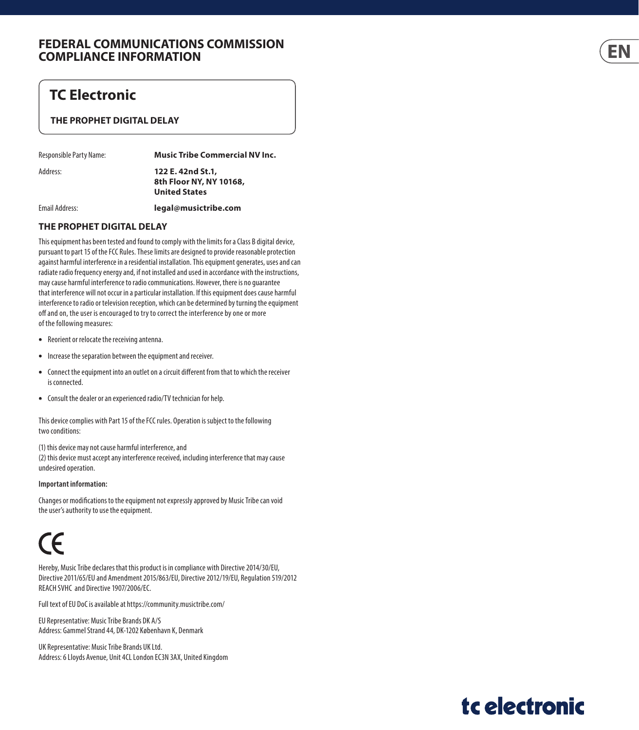# FEDERAL COMMUNICATIONS COMMISSION COMPLIANCE INFORMATION

## TC Electronic

**THE PROPHET DIGITAL DELAY**

| | |
|---|---|
| Responsible Party Name: | **Music Tribe Commercial NV Inc.** |
| Address: | **122 E. 42nd St.1, 8th Floor NY, NY 10168, United States** |
| Email Address: | **legal@musictribe.com** |

### THE PROPHET DIGITAL DELAY

This equipment has been tested and found to comply with the limits for a Class B digital device, pursuant to part 15 of the FCC Rules. These limits are designed to provide reasonable protection against harmful interference in a residential installation. This equipment generates, uses and can radiate radio frequency energy and, if not installed and used in accordance with the instructions, may cause harmful interference to radio communications. However, there is no guarantee that interference will not occur in a particular installation. If this equipment does cause harmful interference to radio or television reception, which can be determined by turning the equipment off and on, the user is encouraged to try to correct the interference by one or more of the following measures:

- Reorient or relocate the receiving antenna.
- Increase the separation between the equipment and receiver.
- Connect the equipment into an outlet on a circuit different from that to which the receiver is connected.
- Consult the dealer or an experienced radio/TV technician for help.

This device complies with Part 15 of the FCC rules. Operation is subject to the following two conditions:

(1) this device may not cause harmful interference, and
(2) this device must accept any interference received, including interference that may cause undesired operation.

**Important information:**

Changes or modifications to the equipment not expressly approved by Music Tribe can void the user's authority to use the equipment.

CE

Hereby, Music Tribe declares that this product is in compliance with Directive 2014/30/EU, Directive 2011/65/EU and Amendment 2015/863/EU, Directive 2012/19/EU, Regulation 519/2012 REACH SVHC and Directive 1907/2006/EC.

Full text of EU DoC is available at https://community.musictribe.com/

EU Representative: Music Tribe Brands DK A/S
Address: Gammel Strand 44, DK-1202 København K, Denmark

UK Representative: Music Tribe Brands UK Ltd.
Address: 6 Lloyds Avenue, Unit 4CL London EC3N 3AX, United Kingdom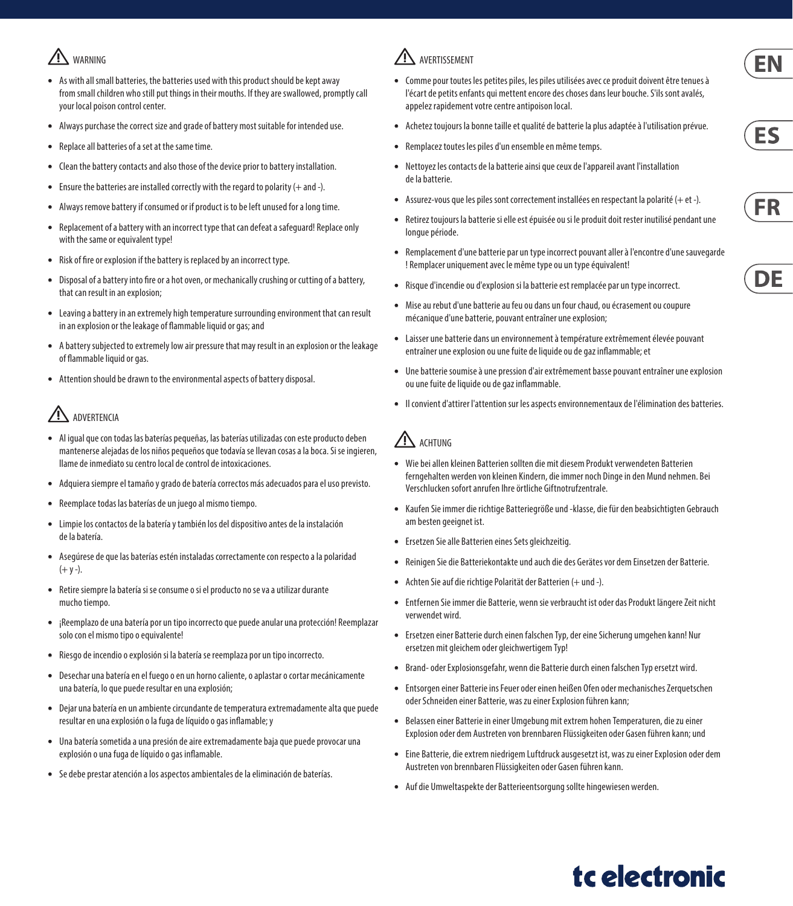## ⚠ WARNING

- As with all small batteries, the batteries used with this product should be kept away from small children who still put things in their mouths. If they are swallowed, promptly call your local poison control center.
- Always purchase the correct size and grade of battery most suitable for intended use.
- Replace all batteries of a set at the same time.
- Clean the battery contacts and also those of the device prior to battery installation.
- Ensure the batteries are installed correctly with the regard to polarity (+ and -).
- Always remove battery if consumed or if product is to be left unused for a long time.
- Replacement of a battery with an incorrect type that can defeat a safeguard! Replace only with the same or equivalent type!
- Risk of fire or explosion if the battery is replaced by an incorrect type.
- Disposal of a battery into fire or a hot oven, or mechanically crushing or cutting of a battery, that can result in an explosion;
- Leaving a battery in an extremely high temperature surrounding environment that can result in an explosion or the leakage of flammable liquid or gas; and
- A battery subjected to extremely low air pressure that may result in an explosion or the leakage of flammable liquid or gas.
- Attention should be drawn to the environmental aspects of battery disposal.

## ⚠ ADVERTENCIA

- Al igual que con todas las baterías pequeñas, las baterías utilizadas con este producto deben mantenerse alejadas de los niños pequeños que todavía se llevan cosas a la boca. Si se ingieren, llame de inmediato su centro local de control de intoxicaciones.
- Adquiera siempre el tamaño y grado de batería correctos más adecuados para el uso previsto.
- Reemplace todas las baterías de un juego al mismo tiempo.
- Limpie los contactos de la batería y también los del dispositivo antes de la instalación de la batería.
- Asegúrese de que las baterías estén instaladas correctamente con respecto a la polaridad (+ y -).
- Retire siempre la batería si se consume o si el producto no se va a utilizar durante mucho tiempo.
- ¡Reemplazo de una batería por un tipo incorrecto que puede anular una protección! Reemplazar solo con el mismo tipo o equivalente!
- Riesgo de incendio o explosión si la batería se reemplaza por un tipo incorrecto.
- Desechar una batería en el fuego o en un horno caliente, o aplastar o cortar mecánicamente una batería, lo que puede resultar en una explosión;
- Dejar una batería en un ambiente circundante de temperatura extremadamente alta que puede resultar en una explosión o la fuga de líquido o gas inflamable; y
- Una batería sometida a una presión de aire extremadamente baja que puede provocar una explosión o una fuga de líquido o gas inflamable.
- Se debe prestar atención a los aspectos ambientales de la eliminación de baterías.

## ⚠ AVERTISSEMENT

- Comme pour toutes les petites piles, les piles utilisées avec ce produit doivent être tenues à l'écart de petits enfants qui mettent encore des choses dans leur bouche. S'ils sont avalés, appelez rapidement votre centre antipoison local.
- Achetez toujours la bonne taille et qualité de batterie la plus adaptée à l'utilisation prévue.
- Remplacez toutes les piles d'un ensemble en même temps.
- Nettoyez les contacts de la batterie ainsi que ceux de l'appareil avant l'installation de la batterie.
- Assurez-vous que les piles sont correctement installées en respectant la polarité (+ et -).
- Retirez toujours la batterie si elle est épuisée ou si le produit doit rester inutilisé pendant une longue période.
- Remplacement d'une batterie par un type incorrect pouvant aller à l'encontre d'une sauvegarde ! Remplacer uniquement avec le même type ou un type équivalent!
- Risque d'incendie ou d'explosion si la batterie est remplacée par un type incorrect.
- Mise au rebut d'une batterie au feu ou dans un four chaud, ou écrasement ou coupure mécanique d'une batterie, pouvant entraîner une explosion;
- Laisser une batterie dans un environnement à température extrêmement élevée pouvant entraîner une explosion ou une fuite de liquide ou de gaz inflammable; et
- Une batterie soumise à une pression d'air extrêmement basse pouvant entraîner une explosion ou une fuite de liquide ou de gaz inflammable.
- Il convient d'attirer l'attention sur les aspects environnementaux de l'élimination des batteries.

## ⚠ ACHTUNG

- Wie bei allen kleinen Batterien sollten die mit diesem Produkt verwendeten Batterien ferngehalten werden von kleinen Kindern, die immer noch Dinge in den Mund nehmen. Bei Verschlucken sofort anrufen Ihre örtliche Giftnotrufzentrale.
- Kaufen Sie immer die richtige Batteriegröße und -klasse, die für den beabsichtigten Gebrauch am besten geeignet ist.
- Ersetzen Sie alle Batterien eines Sets gleichzeitig.
- Reinigen Sie die Batteriekontakte und auch die des Gerätes vor dem Einsetzen der Batterie.
- Achten Sie auf die richtige Polarität der Batterien (+ und -).
- Entfernen Sie immer die Batterie, wenn sie verbraucht ist oder das Produkt längere Zeit nicht verwendet wird.
- Ersetzen einer Batterie durch einen falschen Typ, der eine Sicherung umgehen kann! Nur ersetzen mit gleichem oder gleichwertigem Typ!
- Brand- oder Explosionsgefahr, wenn die Batterie durch einen falschen Typ ersetzt wird.
- Entsorgen einer Batterie ins Feuer oder einen heißen Ofen oder mechanisches Zerquetschen oder Schneiden einer Batterie, was zu einer Explosion führen kann;
- Belassen einer Batterie in einer Umgebung mit extrem hohen Temperaturen, die zu einer Explosion oder dem Austreten von brennbaren Flüssigkeiten oder Gasen führen kann; und
- Eine Batterie, die extrem niedrigem Luftdruck ausgesetzt ist, was zu einer Explosion oder dem Austreten von brennbaren Flüssigkeiten oder Gasen führen kann.
- Auf die Umweltaspekte der Batterieentsorgung sollte hingewiesen werden.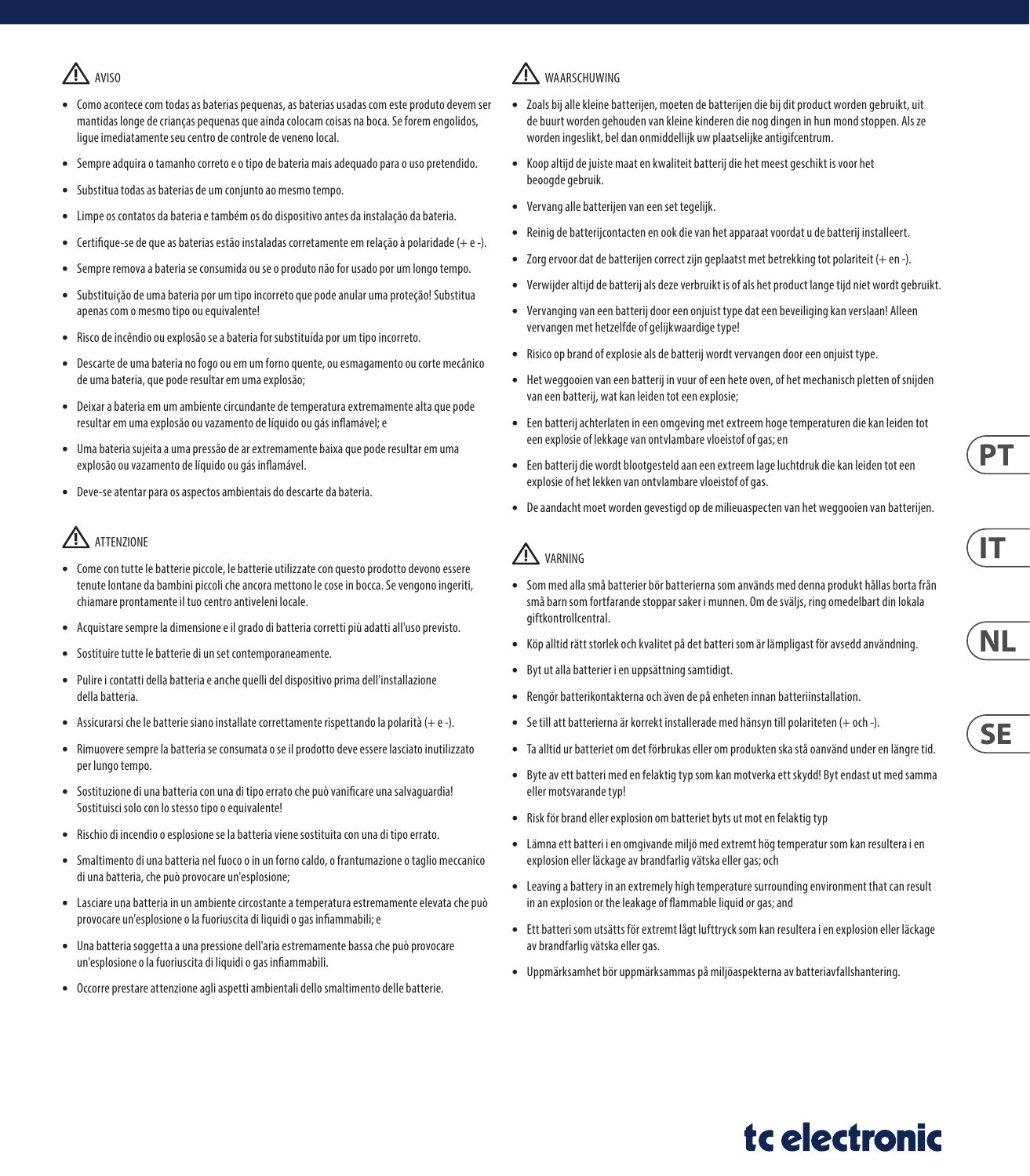## ⚠ AVISO

- Como acontece com todas as baterias pequenas, as baterias usadas com este produto devem ser mantidas longe de crianças pequenas que ainda colocam coisas na boca. Se forem engolidos, ligue imediatamente seu centro de controle de veneno local.
- Sempre adquira o tamanho correto e o tipo de bateria mais adequado para o uso pretendido.
- Substitua todas as baterias de um conjunto ao mesmo tempo.
- Limpe os contatos da bateria e também os do dispositivo antes da instalação da bateria.
- Certifique-se de que as baterias estão instaladas corretamente em relação à polaridade (+ e -).
- Sempre remova a bateria se consumida ou se o produto não for usado por um longo tempo.
- Substituição de uma bateria por um tipo incorreto que pode anular uma proteção! Substitua apenas com o mesmo tipo ou equivalente!
- Risco de incêndio ou explosão se a bateria for substituída por um tipo incorreto.
- Descarte de uma bateria no fogo ou em um forno quente, ou esmagamento ou corte mecânico de uma bateria, que pode resultar em uma explosão;
- Deixar a bateria em um ambiente circundante de temperatura extremamente alta que pode resultar em uma explosão ou vazamento de líquido ou gás inflamável; e
- Uma bateria sujeita a uma pressão de ar extremamente baixa que pode resultar em uma explosão ou vazamento de líquido ou gás inflamável.
- Deve-se atentar para os aspectos ambientais do descarte da bateria.

## ⚠ ATTENZIONE

- Come con tutte le batterie piccole, le batterie utilizzate con questo prodotto devono essere tenute lontane da bambini piccoli che ancora mettono le cose in bocca. Se vengono ingeriti, chiamare prontamente il tuo centro antiveleni locale.
- Acquistare sempre la dimensione e il grado di batteria corretti più adatti all'uso previsto.
- Sostituire tutte le batterie di un set contemporaneamente.
- Pulire i contatti della batteria e anche quelli del dispositivo prima dell'installazione della batteria.
- Assicurarsi che le batterie siano installate correttamente rispettando la polarità (+ e -).
- Rimuovere sempre la batteria se consumata o se il prodotto deve essere lasciato inutilizzato per lungo tempo.
- Sostituzione di una batteria con una di tipo errato che può vanificare una salvaguardia! Sostituisci solo con lo stesso tipo o equivalente!
- Rischio di incendio o esplosione se la batteria viene sostituita con una di tipo errato.
- Smaltimento di una batteria nel fuoco o in un forno caldo, o frantumazione o taglio meccanico di una batteria, che può provocare un'esplosione;
- Lasciare una batteria in un ambiente circostante a temperatura estremamente elevata che può provocare un'esplosione o la fuoriuscita di liquidi o gas infiammabili; e
- Una batteria soggetta a una pressione dell'aria estremamente bassa che può provocare un'esplosione o la fuoriuscita di liquidi o gas infiammabili.
- Occorre prestare attenzione agli aspetti ambientali dello smaltimento delle batterie.

## ⚠ WAARSCHUWING

- Zoals bij alle kleine batterijen, moeten de batterijen die bij dit product worden gebruikt, uit de buurt worden gehouden van kleine kinderen die nog dingen in hun mond stoppen. Als ze worden ingeslikt, bel dan onmiddellijk uw plaatselijke antigifcentrum.
- Koop altijd de juiste maat en kwaliteit batterij die het meest geschikt is voor het beoogde gebruik.
- Vervang alle batterijen van een set tegelijk.
- Reinig de batterijcontacten en ook die van het apparaat voordat u de batterij installeert.
- Zorg ervoor dat de batterijen correct zijn geplaatst met betrekking tot polariteit (+ en -).
- Verwijder altijd de batterij als deze verbruikt is of als het product lange tijd niet wordt gebruikt.
- Vervanging van een batterij door een onjuist type dat een beveiliging kan verslaan! Alleen vervangen met hetzelfde of gelijkwaardige type!
- Risico op brand of explosie als de batterij wordt vervangen door een onjuist type.
- Het weggooien van een batterij in vuur of een hete oven, of het mechanisch pletten of snijden van een batterij, wat kan leiden tot een explosie;
- Een batterij achterlaten in een omgeving met extreem hoge temperaturen die kan leiden tot een explosie of lekkage van ontvlambare vloeistof of gas; en
- Een batterij die wordt blootgesteld aan een extreem lage luchtdruk die kan leiden tot een explosie of het lekken van ontvlambare vloeistof of gas.
- De aandacht moet worden gevestigd op de milieuaspecten van het weggooien van batterijen.

## ⚠ VARNING

- Som med alla små batterier bör batterierna som används med denna produkt hållas borta från små barn som fortfarande stoppar saker i munnen. Om de sväljs, ring omedelbart din lokala giftkontrollcentral.
- Köp alltid rätt storlek och kvalitet på det batteri som är lämpligast för avsedd användning.
- Byt ut alla batterier i en uppsättning samtidigt.
- Rengör batterikontakterna och även de på enheten innan batteriinstallation.
- Se till att batterierna är korrekt installerade med hänsyn till polariteten (+ och -).
- Ta alltid ur batteriet om det förbrukas eller om produkten ska stå oanvänd under en längre tid.
- Byte av ett batteri med en felaktig typ som kan motverka ett skydd! Byt endast ut med samma eller motsvarande typ!
- Risk för brand eller explosion om batteriet byts ut mot en felaktig typ
- Lämna ett batteri i en omgivande miljö med extremt hög temperatur som kan resultera i en explosion eller läckage av brandfarlig vätska eller gas; och
- Leaving a battery in an extremely high temperature surrounding environment that can result in an explosion or the leakage of flammable liquid or gas; and
- Ett batteri som utsätts för extremt lågt lufttryck som kan resultera i en explosion eller läckage av brandfarlig vätska eller gas.
- Uppmärksamhet bör uppmärksammas på miljöaspekterna av batteriavfallshantering.

PT

IT

NL

SE

tc electronic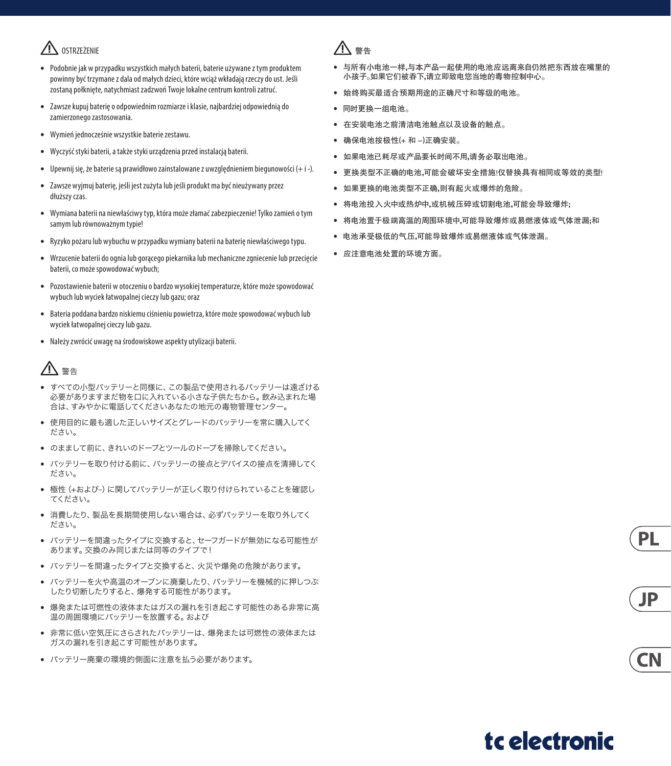## ⚠ OSTRZEŻENIE

- Podobnie jak w przypadku wszystkich małych baterii, baterie używane z tym produktem powinny być trzymane z dala od małych dzieci, które wciąż wkładają rzeczy do ust. Jeśli zostaną połknięte, natychmiast zadzwoń Twoje lokalne centrum kontroli zatruć.
- Zawsze kupuj baterię o odpowiednim rozmiarze i klasie, najbardziej odpowiednią do zamierzonego zastosowania.
- Wymień jednocześnie wszystkie baterie zestawu.
- Wyczyść styki baterii, a także styki urządzenia przed instalacją baterii.
- Upewnij się, że baterie są prawidłowo zainstalowane z uwzględnieniem biegunowości (+ i -).
- Zawsze wyjmuj baterię, jeśli jest zużyta lub jeśli produkt ma być nieużywany przez dłuższy czas.
- Wymiana baterii na niewłaściwy typ, która może złamać zabezpieczenie! Tylko zamień o tym samym lub równoważnym typie!
- Ryzyko pożaru lub wybuchu w przypadku wymiany baterii na baterię niewłaściwego typu.
- Wrzucenie baterii do ognia lub gorącego piekarnika lub mechaniczne zgniecenie lub przecięcie baterii, co może spowodować wybuch;
- Pozostawienie baterii w otoczeniu o bardzo wysokiej temperaturze, które może spowodować wybuch lub wyciek łatwopalnej cieczy lub gazu; oraz
- Bateria poddana bardzo niskiemu ciśnieniu powietrza, które może spowodować wybuch lub wyciek łatwopalnej cieczy lub gazu.
- Należy zwrócić uwagę na środowiskowe aspekty utylizacji baterii.

## ⚠ 警告

- すべての小型バッテリーと同様に、この製品で使用されるバッテリーは遠ざける必要がありますまだ物を口に入れている小さな子供たちから。飲み込まれた場合は、すみやかに電話してくださいあなたの地元の毒物管理センター。
- 使用目的に最も適した正しいサイズとグレードのバッテリーを常に購入してください。
- のままして前に、きれいのドープとツールのドープを掃除してください。
- バッテリーを取り付ける前に、バッテリーの接点とデバイスの接点を清掃してください。
- 極性（+および-）に関してバッテリーが正しく取り付けられていることを確認してください。
- 消費したり、製品を長期間使用しない場合は、必ずバッテリーを取り外してください。
- バッテリーを間違ったタイプに交換すると、セーフガードが無効になる可能性があります。交換のみ同じまたは同等のタイプで！
- バッテリーを間違ったタイプと交換すると、火災や爆発の危険があります。
- バッテリーを火や高温のオーブンに廃棄したり、バッテリーを機械的に押しつぶしたり切断したりすると、爆発する可能性があります。
- 爆発または可燃性の液体またはガスの漏れを引き起こす可能性のある非常に高温の周囲環境にバッテリーを放置する。および
- 非常に低い空気圧にさらされたバッテリーは、爆発または可燃性の液体またはガスの漏れを引き起こす可能性があります。
- バッテリー廃棄の環境的側面に注意を払う必要があります。

## ⚠ 警告

- 与所有小电池一样,与本产品一起使用的电池应远离来自仍然把东西放在嘴里的小孩子。如果它们被吞下,请立即致电您当地的毒物控制中心。
- 始终购买最适合预期用途的正确尺寸和等级的电池。
- 同时更换一组电池。
- 在安装电池之前清洁电池触点以及设备的触点。
- 确保电池按极性(+ 和 –)正确安装。
- 如果电池已耗尽或产品要长时间不用,请务必取出电池。
- 更换类型不正确的电池,可能会破坏安全措施!仅替换具有相同或等效的类型!
- 如果更换的电池类型不正确,则有起火或爆炸的危险。
- 将电池投入火中或热炉中,或机械压碎或切割电池,可能会导致爆炸;
- 将电池置于极端高温的周围环境中,可能导致爆炸或易燃液体或气体泄漏;和
- 电池承受极低的气压,可能导致爆炸或易燃液体或气体泄漏。
- 应注意电池处置的环境方面。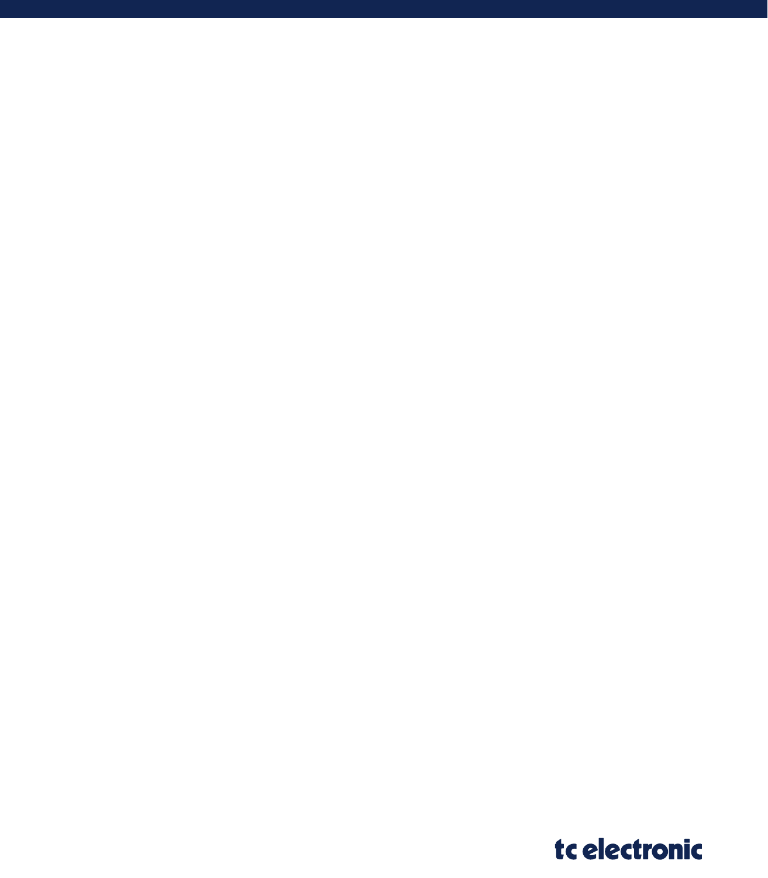tc electronic